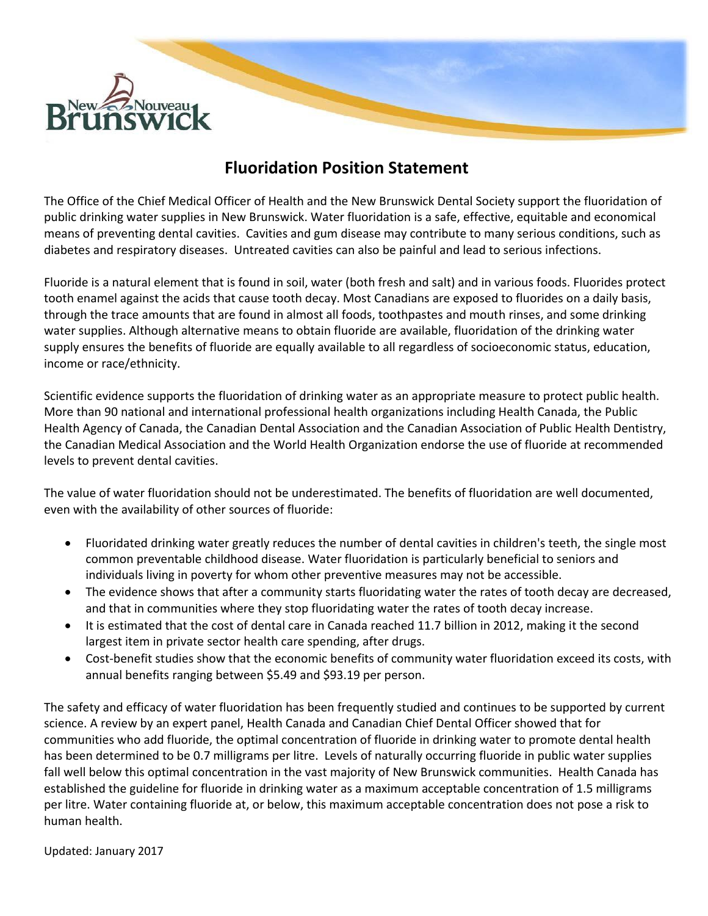# Fluoridation Position Statement

The Office of the Chief Medical Officer of Health and the New Brunswick Dental Society support the fluoridation of public drinking water supplies in New Brunswick. Water fluoridation is a safe, effective, equitable and economical means of preventing dental cavities. Cavities and gum disease may contribute to many serious conditions, such as diabetes and respiratory diseases. Untreated cavities can also be painful and lead to serious infections.

Fluoride is a natural element that is found in soil, water (both fresh and salt) and in various foods. Fluorides protect tooth enamel against the acids that cause tooth decay. Most Canadians are exposed to fluorides on a daily basis, through the trace amounts that are found in almost all foods, toothpastes and mouth rinses, and some drinking water supplies. Although alternative means to obtain fluoride are available, fluoridation of the drinking water supply ensures the benefits of fluoride are equally available to all regardless of socioeconomic status, education, income or race/ethnicity.

Scientific evidence supports the fluoridation of drinking water as an appropriate measure to protect public health. More than 90 national and international professional health organizations including Health Canada, the Public Health Agency of Canada, the Canadian Dental Association and the Canadian Association of Public Health Dentistry, the Canadian Medical Association and the World Health Organization endorse the use of fluoride at recommended levels to prevent dental cavities.

The value of water fluoridation should not be underestimated. The benefits of fluoridation are well documented, even with the availability of other sources of fluoride:

- Fluoridated drinking water greatly reduces the number of dental cavities in children's teeth, the single most common preventable childhood disease. Water fluoridation is particularly beneficial to seniors and individuals living in poverty for whom other preventive measures may not be accessible.
- The evidence shows that after a community starts fluoridating water the rates of tooth decay are decreased, and that in communities where they stop fluoridating water the rates of tooth decay increase.
- It is estimated that the cost of dental care in Canada reached 11.7 billion in 2012, making it the second largest item in private sector health care spending, after drugs.
- Cost-benefit studies show that the economic benefits of community water fluoridation exceed its costs, with annual benefits ranging between $5.49 and $93.19 per person.

The safety and efficacy of water fluoridation has been frequently studied and continues to be supported by current science. A review by an expert panel, Health Canada and Canadian Chief Dental Officer showed that for communities who add fluoride, the optimal concentration of fluoride in drinking water to promote dental health has been determined to be 0.7 milligrams per litre. Levels of naturally occurring fluoride in public water supplies fall well below this optimal concentration in the vast majority of New Brunswick communities. Health Canada has established the guideline for fluoride in drinking water as a maximum acceptable concentration of 1.5 milligrams per litre. Water containing fluoride at, or below, this maximum acceptable concentration does not pose a risk to human health.

Updated: January 2017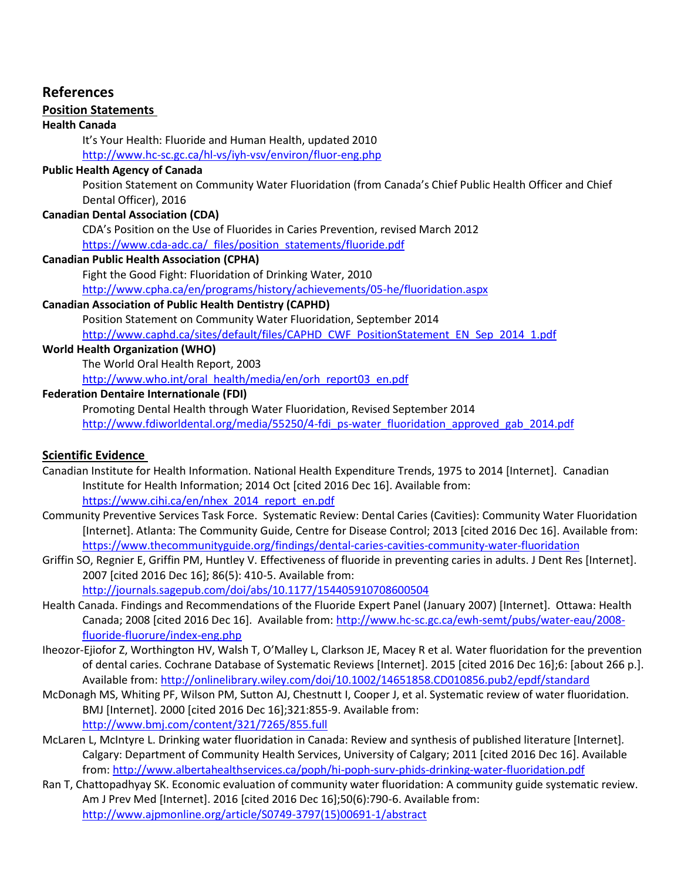# References

## Position Statements

**Health Canada**

It's Your Health: Fluoride and Human Health, updated 2010
http://www.hc-sc.gc.ca/hl-vs/iyh-vsv/environ/fluor-eng.php

**Public Health Agency of Canada**

Position Statement on Community Water Fluoridation (from Canada's Chief Public Health Officer and Chief Dental Officer), 2016

**Canadian Dental Association (CDA)**

CDA's Position on the Use of Fluorides in Caries Prevention, revised March 2012
https://www.cda-adc.ca/_files/position_statements/fluoride.pdf

**Canadian Public Health Association (CPHA)**

Fight the Good Fight: Fluoridation of Drinking Water, 2010
http://www.cpha.ca/en/programs/history/achievements/05-he/fluoridation.aspx

**Canadian Association of Public Health Dentistry (CAPHD)**

Position Statement on Community Water Fluoridation, September 2014
http://www.caphd.ca/sites/default/files/CAPHD_CWF_PositionStatement_EN_Sep_2014_1.pdf

**World Health Organization (WHO)**

The World Oral Health Report, 2003
http://www.who.int/oral_health/media/en/orh_report03_en.pdf

**Federation Dentaire Internationale (FDI)**

Promoting Dental Health through Water Fluoridation, Revised September 2014
http://www.fdiworldental.org/media/55250/4-fdi_ps-water_fluoridation_approved_gab_2014.pdf

## Scientific Evidence

Canadian Institute for Health Information. National Health Expenditure Trends, 1975 to 2014 [Internet]. Canadian Institute for Health Information; 2014 Oct [cited 2016 Dec 16]. Available from: https://www.cihi.ca/en/nhex_2014_report_en.pdf

Community Preventive Services Task Force. Systematic Review: Dental Caries (Cavities): Community Water Fluoridation [Internet]. Atlanta: The Community Guide, Centre for Disease Control; 2013 [cited 2016 Dec 16]. Available from: https://www.thecommunityguide.org/findings/dental-caries-cavities-community-water-fluoridation

Griffin SO, Regnier E, Griffin PM, Huntley V. Effectiveness of fluoride in preventing caries in adults. J Dent Res [Internet]. 2007 [cited 2016 Dec 16]; 86(5): 410-5. Available from: http://journals.sagepub.com/doi/abs/10.1177/154405910708600504

Health Canada. Findings and Recommendations of the Fluoride Expert Panel (January 2007) [Internet]. Ottawa: Health Canada; 2008 [cited 2016 Dec 16]. Available from: http://www.hc-sc.gc.ca/ewh-semt/pubs/water-eau/2008-fluoride-fluorure/index-eng.php

Iheozor-Ejiofor Z, Worthington HV, Walsh T, O'Malley L, Clarkson JE, Macey R et al. Water fluoridation for the prevention of dental caries. Cochrane Database of Systematic Reviews [Internet]. 2015 [cited 2016 Dec 16];6: [about 266 p.]. Available from: http://onlinelibrary.wiley.com/doi/10.1002/14651858.CD010856.pub2/epdf/standard

McDonagh MS, Whiting PF, Wilson PM, Sutton AJ, Chestnutt I, Cooper J, et al. Systematic review of water fluoridation. BMJ [Internet]. 2000 [cited 2016 Dec 16];321:855-9. Available from: http://www.bmj.com/content/321/7265/855.full

McLaren L, McIntyre L. Drinking water fluoridation in Canada: Review and synthesis of published literature [Internet]. Calgary: Department of Community Health Services, University of Calgary; 2011 [cited 2016 Dec 16]. Available from: http://www.albertahealthservices.ca/poph/hi-poph-surv-phids-drinking-water-fluoridation.pdf

Ran T, Chattopadhyay SK. Economic evaluation of community water fluoridation: A community guide systematic review. Am J Prev Med [Internet]. 2016 [cited 2016 Dec 16];50(6):790-6. Available from: http://www.ajpmonline.org/article/S0749-3797(15)00691-1/abstract